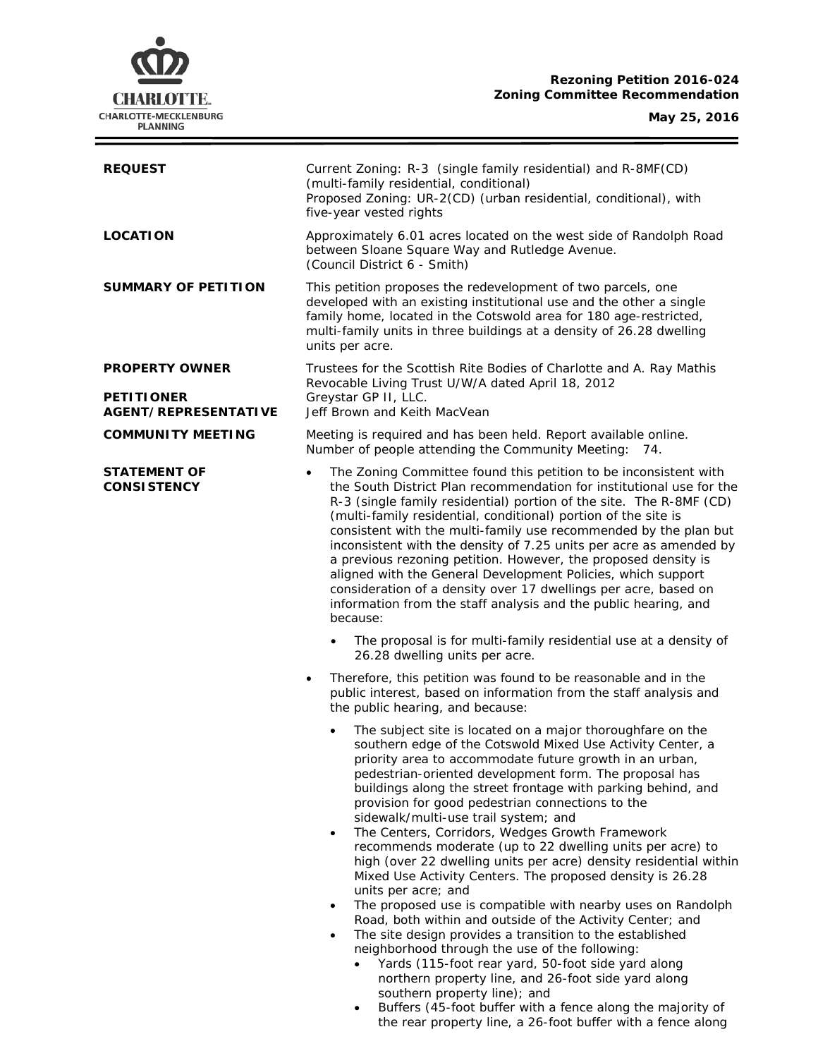**Rezoning Petition 2016-024**
**Zoning Committee Recommendation**

**May 25, 2016**

| | |
|---|---|
| **REQUEST** | Current Zoning: R-3 (single family residential) and R-8MF(CD) (multi-family residential, conditional)<br>Proposed Zoning: UR-2(CD) (urban residential, conditional), with five-year vested rights |
| **LOCATION** | Approximately 6.01 acres located on the west side of Randolph Road between Sloane Square Way and Rutledge Avenue.<br>(Council District 6 - Smith) |
| **SUMMARY OF PETITION** | This petition proposes the redevelopment of two parcels, one developed with an existing institutional use and the other a single family home, located in the Cotswold area for 180 age-restricted, multi-family units in three buildings at a density of 26.28 dwelling units per acre. |
| **PROPERTY OWNER** | Trustees for the Scottish Rite Bodies of Charlotte and A. Ray Mathis Revocable Living Trust U/W/A dated April 18, 2012 |
| **PETITIONER** | Greystar GP II, LLC. |
| **AGENT/REPRESENTATIVE** | Jeff Brown and Keith MacVean |
| **COMMUNITY MEETING** | Meeting is required and has been held. Report available online.<br>Number of people attending the Community Meeting: 74. |

**STATEMENT OF CONSISTENCY**

- The Zoning Committee found this petition to be inconsistent with the South District Plan recommendation for institutional use for the R-3 (single family residential) portion of the site. The R-8MF (CD) (multi-family residential, conditional) portion of the site is consistent with the multi-family use recommended by the plan but inconsistent with the density of 7.25 units per acre as amended by a previous rezoning petition. However, the proposed density is aligned with the General Development Policies, which support consideration of a density over 17 dwellings per acre, based on information from the staff analysis and the public hearing, and because:
  - The proposal is for multi-family residential use at a density of 26.28 dwelling units per acre.
- Therefore, this petition was found to be reasonable and in the public interest, based on information from the staff analysis and the public hearing, and because:
  - The subject site is located on a major thoroughfare on the southern edge of the Cotswold Mixed Use Activity Center, a priority area to accommodate future growth in an urban, pedestrian-oriented development form. The proposal has buildings along the street frontage with parking behind, and provision for good pedestrian connections to the sidewalk/multi-use trail system; and
  - The Centers, Corridors, Wedges Growth Framework recommends moderate (up to 22 dwelling units per acre) to high (over 22 dwelling units per acre) density residential within Mixed Use Activity Centers. The proposed density is 26.28 units per acre; and
  - The proposed use is compatible with nearby uses on Randolph Road, both within and outside of the Activity Center; and
  - The site design provides a transition to the established neighborhood through the use of the following:
    - Yards (115-foot rear yard, 50-foot side yard along northern property line, and 26-foot side yard along southern property line); and
    - Buffers (45-foot buffer with a fence along the majority of the rear property line, a 26-foot buffer with a fence along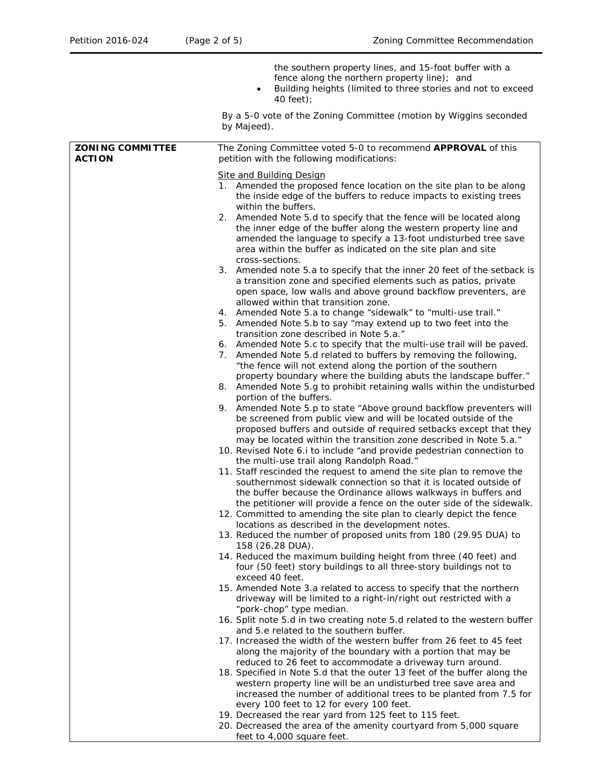the southern property lines, and 15-foot buffer with a fence along the northern property line); and

- Building heights (limited to three stories and not to exceed 40 feet);

By a 5-0 vote of the Zoning Committee (motion by Wiggins seconded by Majeed).

| **ZONING COMMITTEE ACTION** | The Zoning Committee voted 5-0 to recommend **APPROVAL** of this petition with the following modifications:<br><br>Site and Building Design<br>1. Amended the proposed fence location on the site plan to be along the inside edge of the buffers to reduce impacts to existing trees within the buffers.<br>2. Amended Note 5.d to specify that the fence will be located along the inner edge of the buffer along the western property line and amended the language to specify a 13-foot undisturbed tree save area within the buffer as indicated on the site plan and site cross-sections.<br>3. Amended note 5.a to specify that the inner 20 feet of the setback is a transition zone and specified elements such as patios, private open space, low walls and above ground backflow preventers, are allowed within that transition zone.<br>4. Amended Note 5.a to change "sidewalk" to "multi-use trail."<br>5. Amended Note 5.b to say "may extend up to two feet into the transition zone described in Note 5.a."<br>6. Amended Note 5.c to specify that the multi-use trail will be paved.<br>7. Amended Note 5.d related to buffers by removing the following, "the fence will not extend along the portion of the southern property boundary where the building abuts the landscape buffer."<br>8. Amended Note 5.g to prohibit retaining walls within the undisturbed portion of the buffers.<br>9. Amended Note 5.p to state "Above ground backflow preventers will be screened from public view and will be located outside of the proposed buffers and outside of required setbacks except that they may be located within the transition zone described in Note 5.a."<br>10. Revised Note 6.i to include "and provide pedestrian connection to the multi-use trail along Randolph Road."<br>11. Staff rescinded the request to amend the site plan to remove the southernmost sidewalk connection so that it is located outside of the buffer because the Ordinance allows walkways in buffers and the petitioner will provide a fence on the outer side of the sidewalk.<br>12. Committed to amending the site plan to clearly depict the fence locations as described in the development notes.<br>13. Reduced the number of proposed units from 180 (29.95 DUA) to 158 (26.28 DUA).<br>14. Reduced the maximum building height from three (40 feet) and four (50 feet) story buildings to all three-story buildings not to exceed 40 feet.<br>15. Amended Note 3.a related to access to specify that the northern driveway will be limited to a right-in/right out restricted with a "pork-chop" type median.<br>16. Split note 5.d in two creating note 5.d related to the western buffer and 5.e related to the southern buffer.<br>17. Increased the width of the western buffer from 26 feet to 45 feet along the majority of the boundary with a portion that may be reduced to 26 feet to accommodate a driveway turn around.<br>18. Specified in Note 5.d that the outer 13 feet of the buffer along the western property line will be an undisturbed tree save area and increased the number of additional trees to be planted from 7.5 for every 100 feet to 12 for every 100 feet.<br>19. Decreased the rear yard from 125 feet to 115 feet.<br>20. Decreased the area of the amenity courtyard from 5,000 square feet to 4,000 square feet. |
|---|---|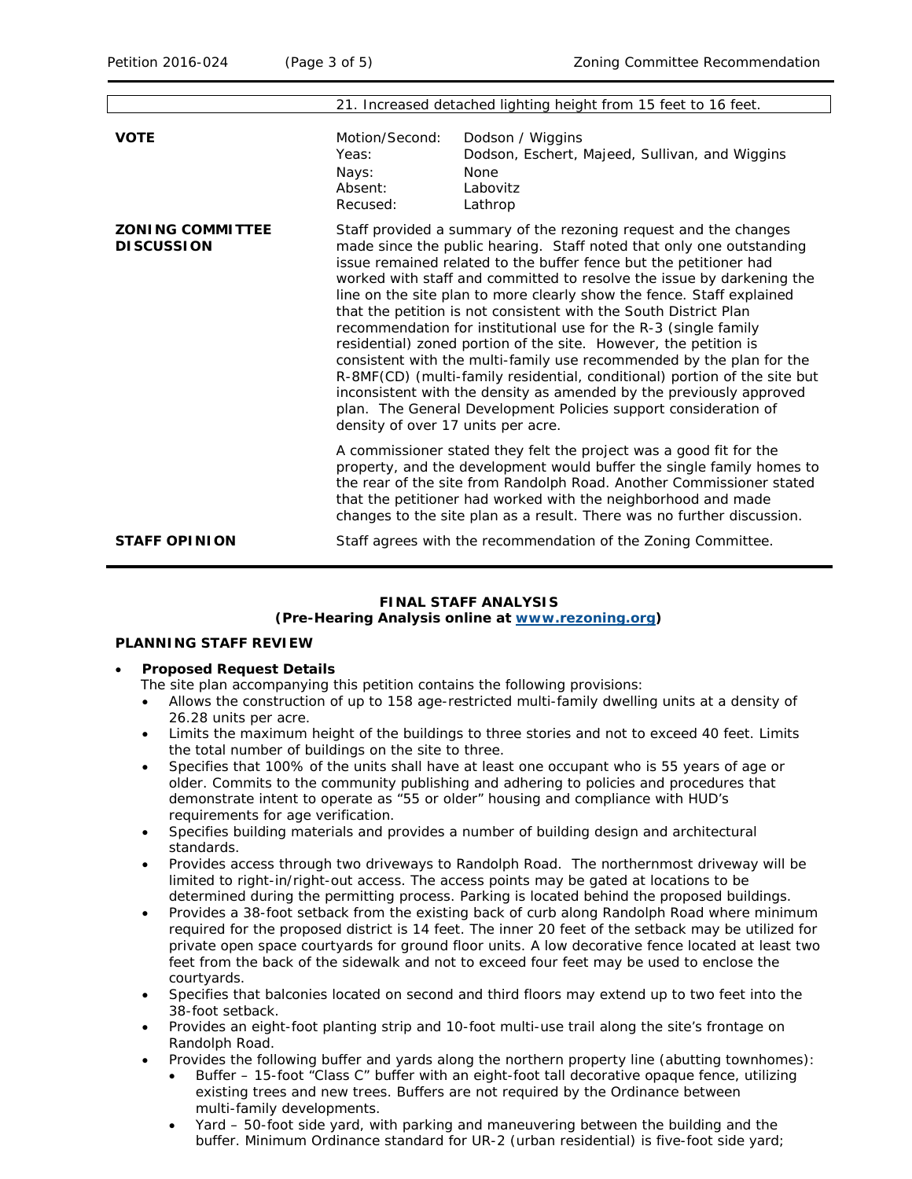| | |
|---|---|
| | 21. Increased detached lighting height from 15 feet to 16 feet. |

| | | |
|---|---|---|
| **VOTE** | Motion/Second: | Dodson / Wiggins |
| | Yeas: | Dodson, Eschert, Majeed, Sullivan, and Wiggins |
| | Nays: | None |
| | Absent: | Labovitz |
| | Recused: | Lathrop |

**ZONING COMMITTEE DISCUSSION**

Staff provided a summary of the rezoning request and the changes made since the public hearing. Staff noted that only one outstanding issue remained related to the buffer fence but the petitioner had worked with staff and committed to resolve the issue by darkening the line on the site plan to more clearly show the fence. Staff explained that the petition is not consistent with the South District Plan recommendation for institutional use for the R-3 (single family residential) zoned portion of the site. However, the petition is consistent with the multi-family use recommended by the plan for the R-8MF(CD) (multi-family residential, conditional) portion of the site but inconsistent with the density as amended by the previously approved plan. The General Development Policies support consideration of density of over 17 units per acre.

A commissioner stated they felt the project was a good fit for the property, and the development would buffer the single family homes to the rear of the site from Randolph Road. Another Commissioner stated that the petitioner had worked with the neighborhood and made changes to the site plan as a result. There was no further discussion.

**STAFF OPINION**

Staff agrees with the recommendation of the Zoning Committee.

**FINAL STAFF ANALYSIS**
**(Pre-Hearing Analysis online at www.rezoning.org)**

**PLANNING STAFF REVIEW**

- **Proposed Request Details**
  The site plan accompanying this petition contains the following provisions:
  - Allows the construction of up to 158 age-restricted multi-family dwelling units at a density of 26.28 units per acre.
  - Limits the maximum height of the buildings to three stories and not to exceed 40 feet. Limits the total number of buildings on the site to three.
  - Specifies that 100% of the units shall have at least one occupant who is 55 years of age or older. Commits to the community publishing and adhering to policies and procedures that demonstrate intent to operate as "55 or older" housing and compliance with HUD's requirements for age verification.
  - Specifies building materials and provides a number of building design and architectural standards.
  - Provides access through two driveways to Randolph Road. The northernmost driveway will be limited to right-in/right-out access. The access points may be gated at locations to be determined during the permitting process. Parking is located behind the proposed buildings.
  - Provides a 38-foot setback from the existing back of curb along Randolph Road where minimum required for the proposed district is 14 feet. The inner 20 feet of the setback may be utilized for private open space courtyards for ground floor units. A low decorative fence located at least two feet from the back of the sidewalk and not to exceed four feet may be used to enclose the courtyards.
  - Specifies that balconies located on second and third floors may extend up to two feet into the 38-foot setback.
  - Provides an eight-foot planting strip and 10-foot multi-use trail along the site's frontage on Randolph Road.
  - Provides the following buffer and yards along the northern property line (abutting townhomes):
    - Buffer – 15-foot "Class C" buffer with an eight-foot tall decorative opaque fence, utilizing existing trees and new trees. Buffers are not required by the Ordinance between multi-family developments.
    - Yard – 50-foot side yard, with parking and maneuvering between the building and the buffer. Minimum Ordinance standard for UR-2 (urban residential) is five-foot side yard;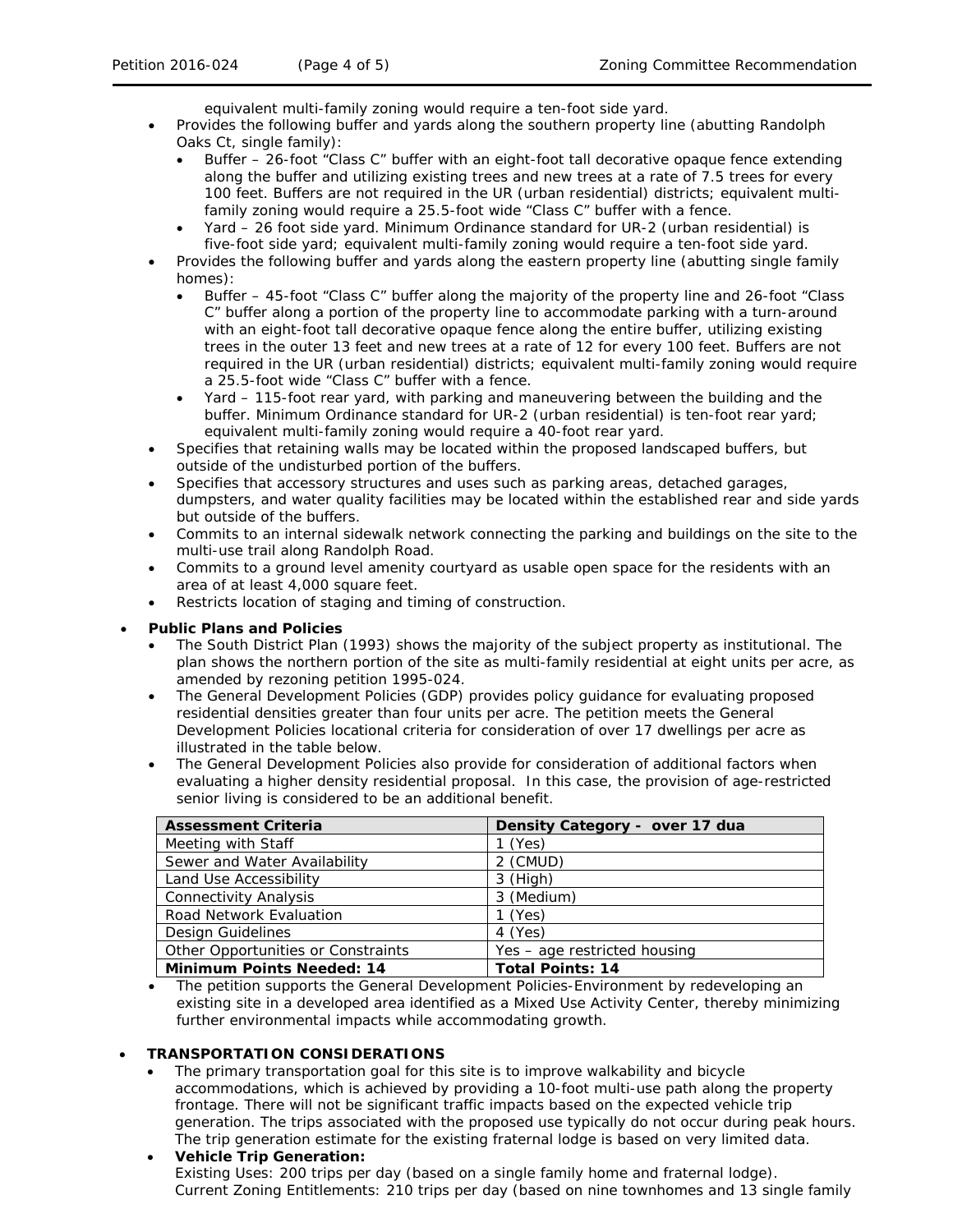equivalent multi-family zoning would require a ten-foot side yard.

- Provides the following buffer and yards along the southern property line (abutting Randolph Oaks Ct, single family):
  - Buffer – 26-foot "Class C" buffer with an eight-foot tall decorative opaque fence extending along the buffer and utilizing existing trees and new trees at a rate of 7.5 trees for every 100 feet. Buffers are not required in the UR (urban residential) districts; equivalent multi-family zoning would require a 25.5-foot wide "Class C" buffer with a fence.
  - Yard – 26 foot side yard. Minimum Ordinance standard for UR-2 (urban residential) is five-foot side yard; equivalent multi-family zoning would require a ten-foot side yard.
- Provides the following buffer and yards along the eastern property line (abutting single family homes):
  - Buffer – 45-foot "Class C" buffer along the majority of the property line and 26-foot "Class C" buffer along a portion of the property line to accommodate parking with a turn-around with an eight-foot tall decorative opaque fence along the entire buffer, utilizing existing trees in the outer 13 feet and new trees at a rate of 12 for every 100 feet. Buffers are not required in the UR (urban residential) districts; equivalent multi-family zoning would require a 25.5-foot wide "Class C" buffer with a fence.
  - Yard – 115-foot rear yard, with parking and maneuvering between the building and the buffer. Minimum Ordinance standard for UR-2 (urban residential) is ten-foot rear yard; equivalent multi-family zoning would require a 40-foot rear yard.
- Specifies that retaining walls may be located within the proposed landscaped buffers, but outside of the undisturbed portion of the buffers.
- Specifies that accessory structures and uses such as parking areas, detached garages, dumpsters, and water quality facilities may be located within the established rear and side yards but outside of the buffers.
- Commits to an internal sidewalk network connecting the parking and buildings on the site to the multi-use trail along Randolph Road.
- Commits to a ground level amenity courtyard as usable open space for the residents with an area of at least 4,000 square feet.
- Restricts location of staging and timing of construction.

- **Public Plans and Policies**
  - The South District Plan (1993) shows the majority of the subject property as institutional. The plan shows the northern portion of the site as multi-family residential at eight units per acre, as amended by rezoning petition 1995-024.
  - The General Development Policies (GDP) provides policy guidance for evaluating proposed residential densities greater than four units per acre. The petition meets the General Development Policies locational criteria for consideration of over 17 dwellings per acre as illustrated in the table below.
  - The General Development Policies also provide for consideration of additional factors when evaluating a higher density residential proposal. In this case, the provision of age-restricted senior living is considered to be an additional benefit.

| Assessment Criteria | Density Category - over 17 dua |
|---|---|
| Meeting with Staff | 1 (Yes) |
| Sewer and Water Availability | 2 (CMUD) |
| Land Use Accessibility | 3 (High) |
| Connectivity Analysis | 3 (Medium) |
| Road Network Evaluation | 1 (Yes) |
| Design Guidelines | 4 (Yes) |
| Other Opportunities or Constraints | Yes – age restricted housing |
| **Minimum Points Needed: 14** | **Total Points: 14** |

  - The petition supports the General Development Policies-Environment by redeveloping an existing site in a developed area identified as a Mixed Use Activity Center, thereby minimizing further environmental impacts while accommodating growth.

- **TRANSPORTATION CONSIDERATIONS**
  - The primary transportation goal for this site is to improve walkability and bicycle accommodations, which is achieved by providing a 10-foot multi-use path along the property frontage. There will not be significant traffic impacts based on the expected vehicle trip generation. The trips associated with the proposed use typically do not occur during peak hours. The trip generation estimate for the existing fraternal lodge is based on very limited data.
  - **Vehicle Trip Generation:**
    Existing Uses: 200 trips per day (based on a single family home and fraternal lodge).
    Current Zoning Entitlements: 210 trips per day (based on nine townhomes and 13 single family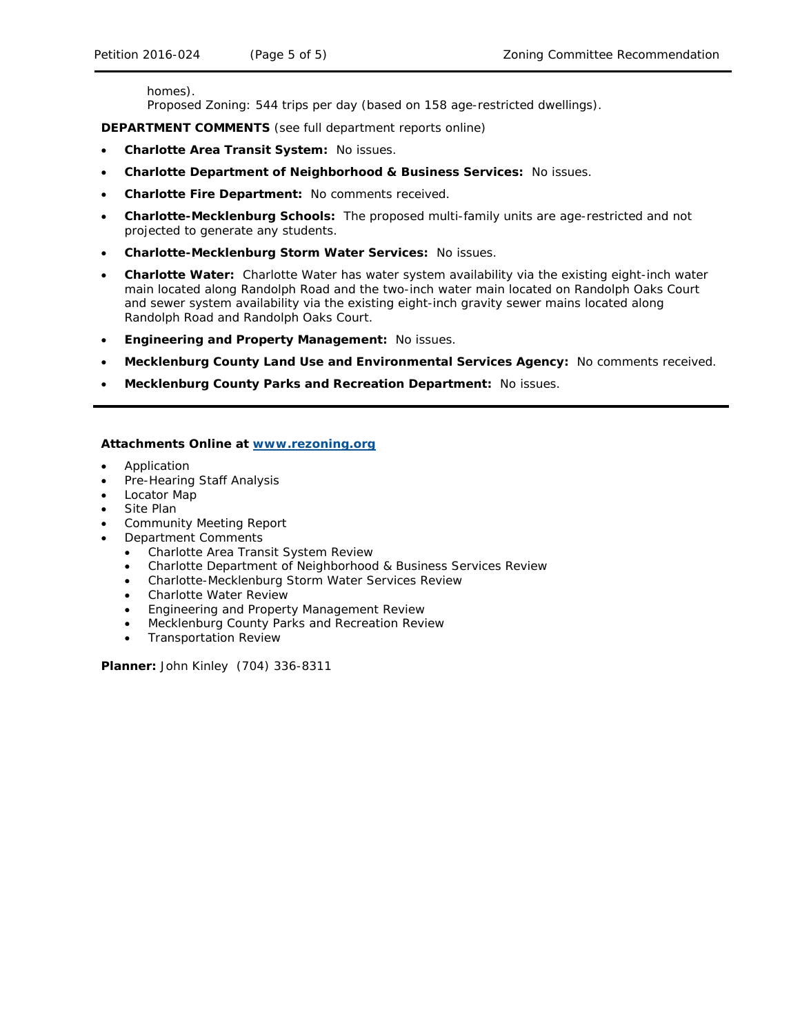homes).
Proposed Zoning: 544 trips per day (based on 158 age-restricted dwellings).

**DEPARTMENT COMMENTS** (see full department reports online)

- **Charlotte Area Transit System:** No issues.
- **Charlotte Department of Neighborhood & Business Services:** No issues.
- **Charlotte Fire Department:** No comments received.
- **Charlotte-Mecklenburg Schools:** The proposed multi-family units are age-restricted and not projected to generate any students.
- **Charlotte-Mecklenburg Storm Water Services:** No issues.
- **Charlotte Water:** Charlotte Water has water system availability via the existing eight-inch water main located along Randolph Road and the two-inch water main located on Randolph Oaks Court and sewer system availability via the existing eight-inch gravity sewer mains located along Randolph Road and Randolph Oaks Court.
- **Engineering and Property Management:** No issues.
- **Mecklenburg County Land Use and Environmental Services Agency:** No comments received.
- **Mecklenburg County Parks and Recreation Department:** No issues.

---

**Attachments Online at [www.rezoning.org](http://www.rezoning.org)**

- Application
- Pre-Hearing Staff Analysis
- Locator Map
- Site Plan
- Community Meeting Report
- Department Comments
  - Charlotte Area Transit System Review
  - Charlotte Department of Neighborhood & Business Services Review
  - Charlotte-Mecklenburg Storm Water Services Review
  - Charlotte Water Review
  - Engineering and Property Management Review
  - Mecklenburg County Parks and Recreation Review
  - Transportation Review

**Planner:** John Kinley (704) 336-8311